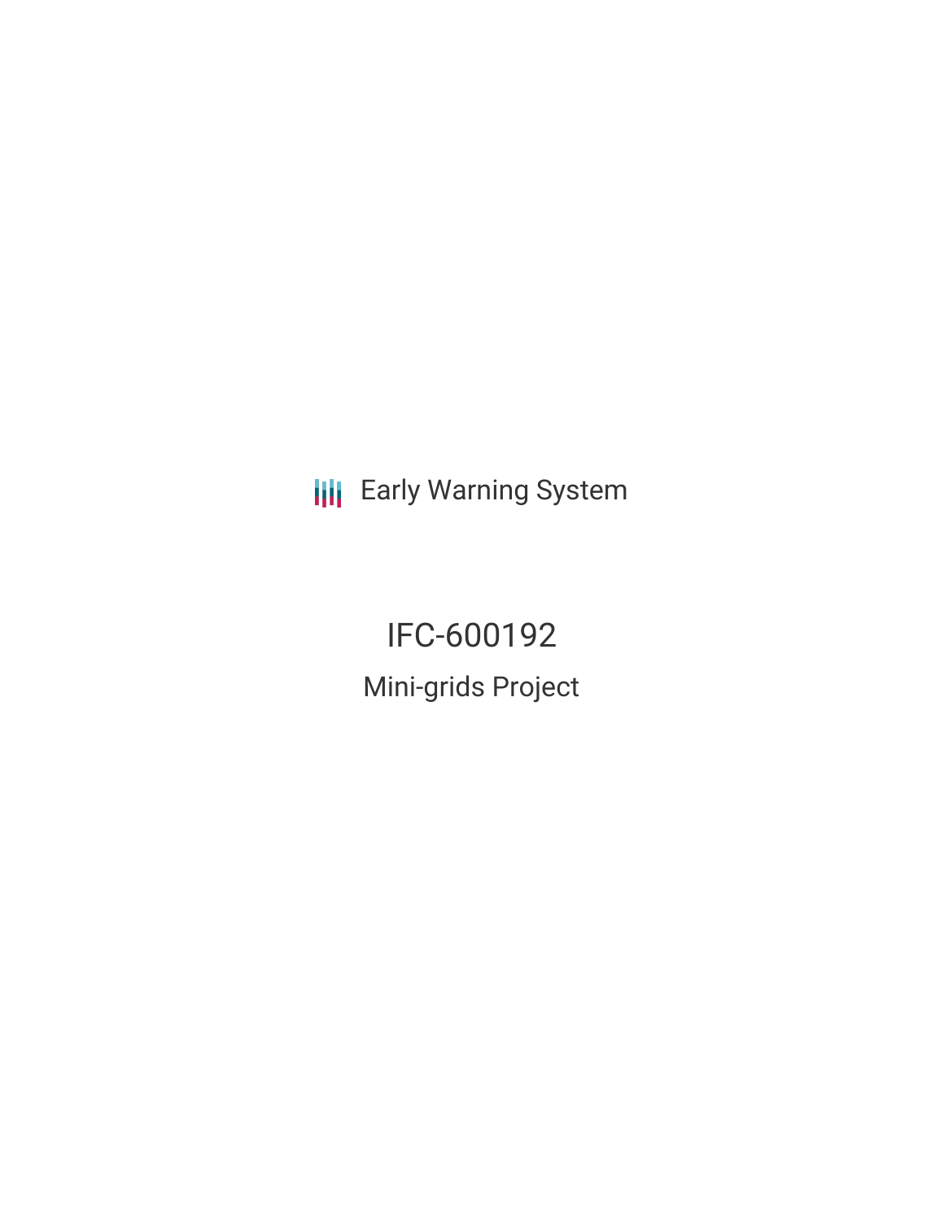Early Warning System

# IFC-600192

## Mini-grids Project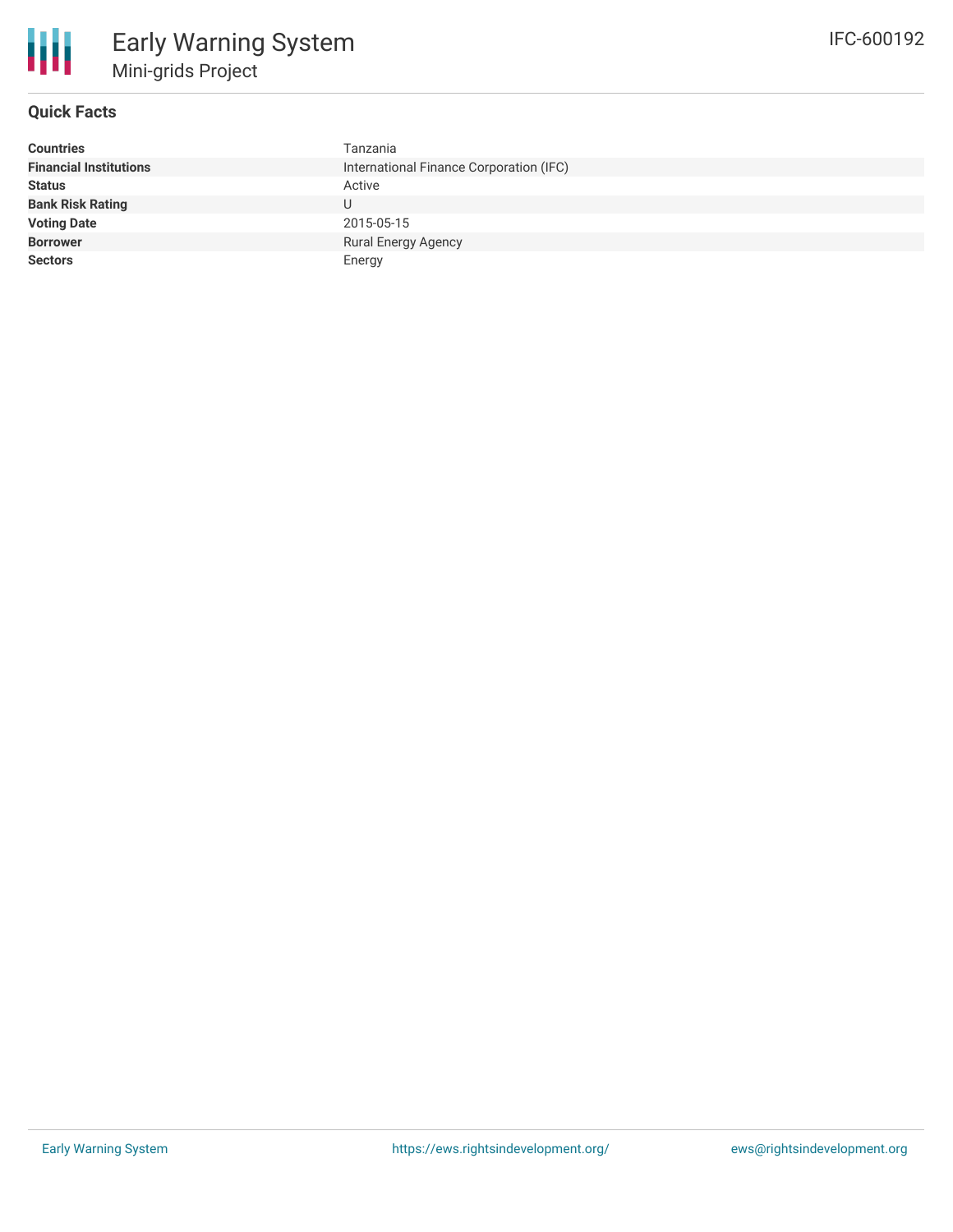# Early Warning System

## Mini-grids Project

IFC-600192

### Quick Facts

| | |
|---|---|
| **Countries** | Tanzania |
| **Financial Institutions** | International Finance Corporation (IFC) |
| **Status** | Active |
| **Bank Risk Rating** | U |
| **Voting Date** | 2015-05-15 |
| **Borrower** | Rural Energy Agency |
| **Sectors** | Energy |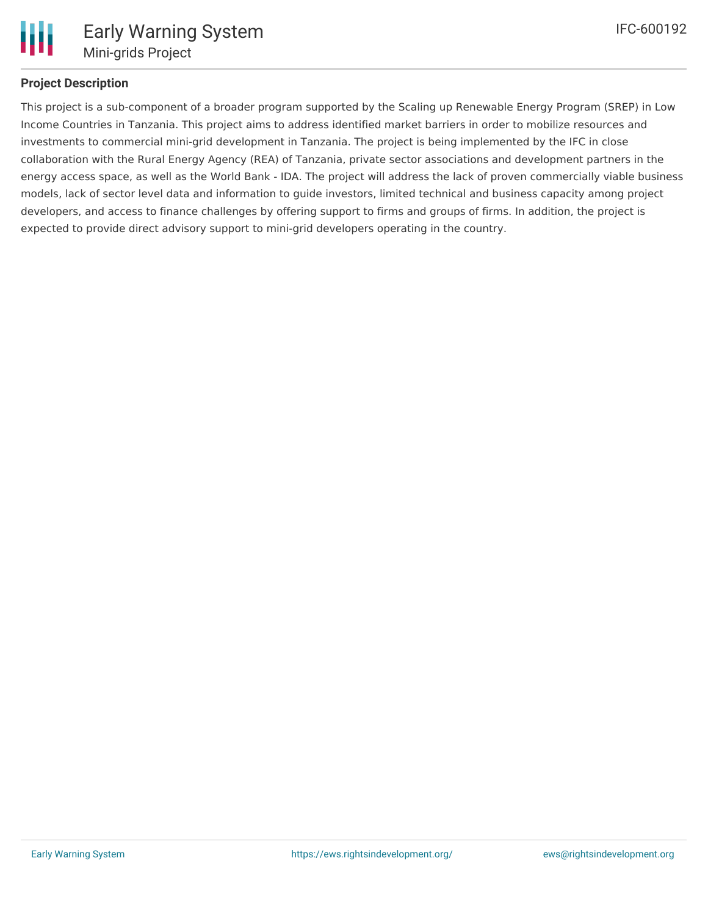## Project Description

This project is a sub-component of a broader program supported by the Scaling up Renewable Energy Program (SREP) in Low Income Countries in Tanzania. This project aims to address identified market barriers in order to mobilize resources and investments to commercial mini-grid development in Tanzania. The project is being implemented by the IFC in close collaboration with the Rural Energy Agency (REA) of Tanzania, private sector associations and development partners in the energy access space, as well as the World Bank - IDA. The project will address the lack of proven commercially viable business models, lack of sector level data and information to guide investors, limited technical and business capacity among project developers, and access to finance challenges by offering support to firms and groups of firms. In addition, the project is expected to provide direct advisory support to mini-grid developers operating in the country.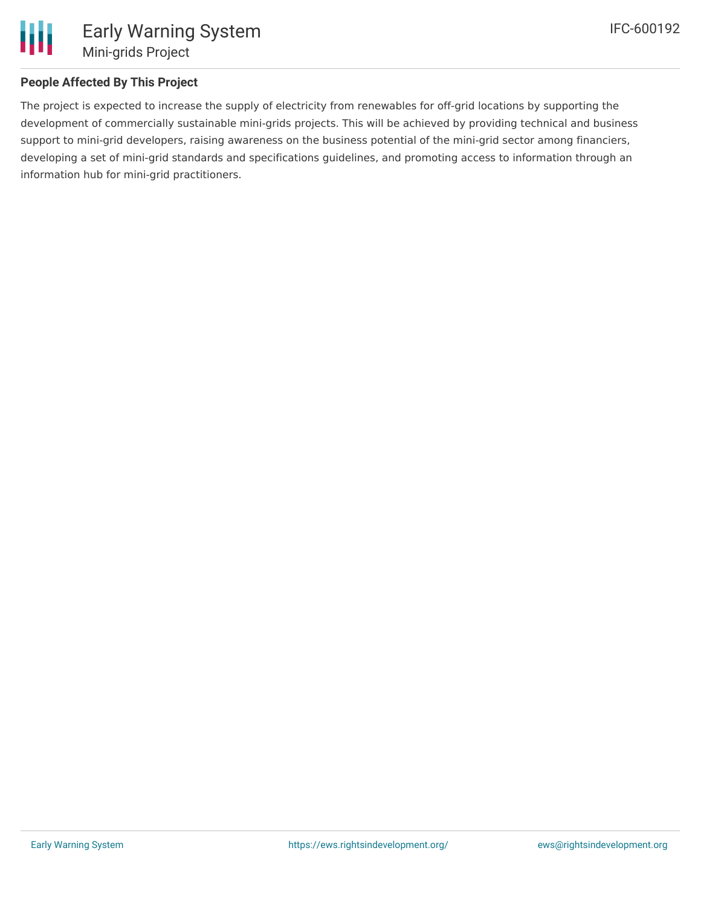## People Affected By This Project

The project is expected to increase the supply of electricity from renewables for off-grid locations by supporting the development of commercially sustainable mini-grids projects. This will be achieved by providing technical and business support to mini-grid developers, raising awareness on the business potential of the mini-grid sector among financiers, developing a set of mini-grid standards and specifications guidelines, and promoting access to information through an information hub for mini-grid practitioners.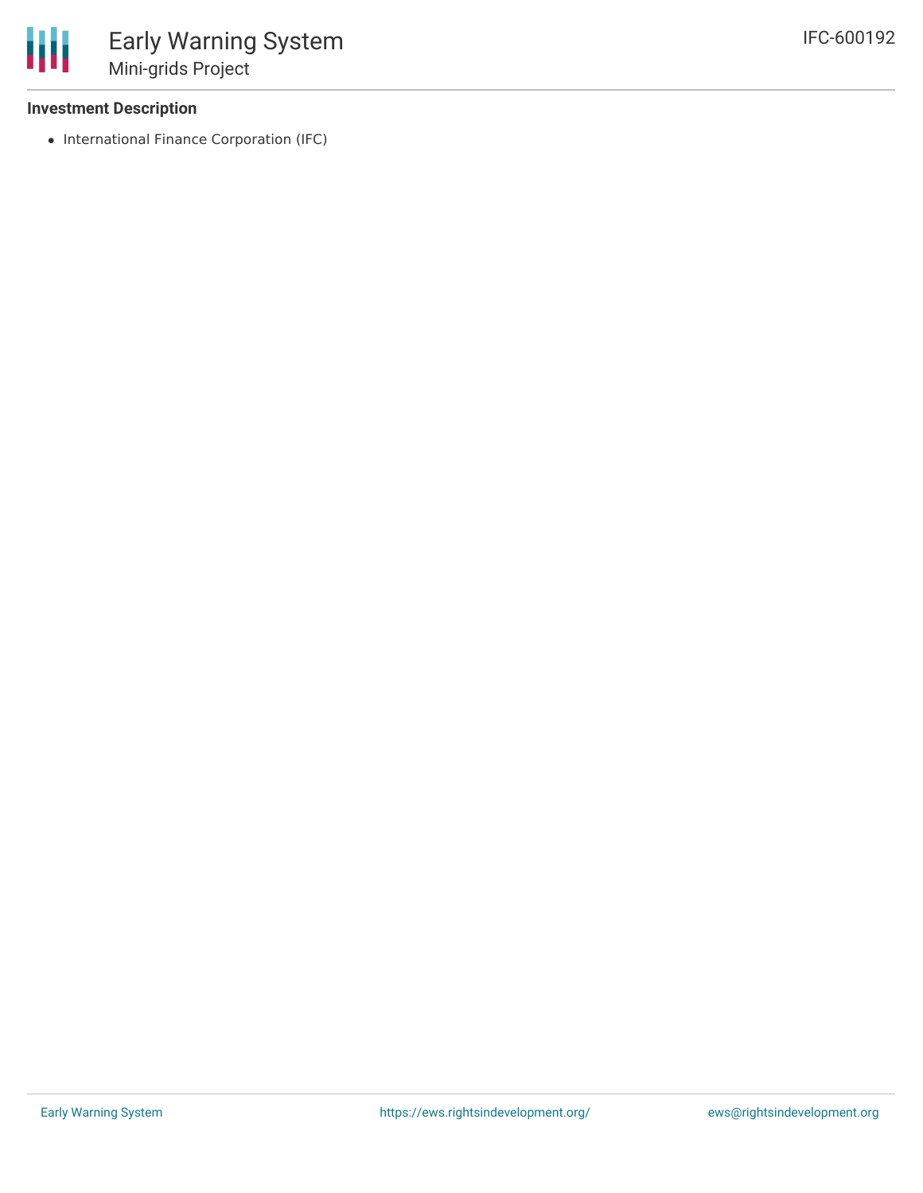### Investment Description

- International Finance Corporation (IFC)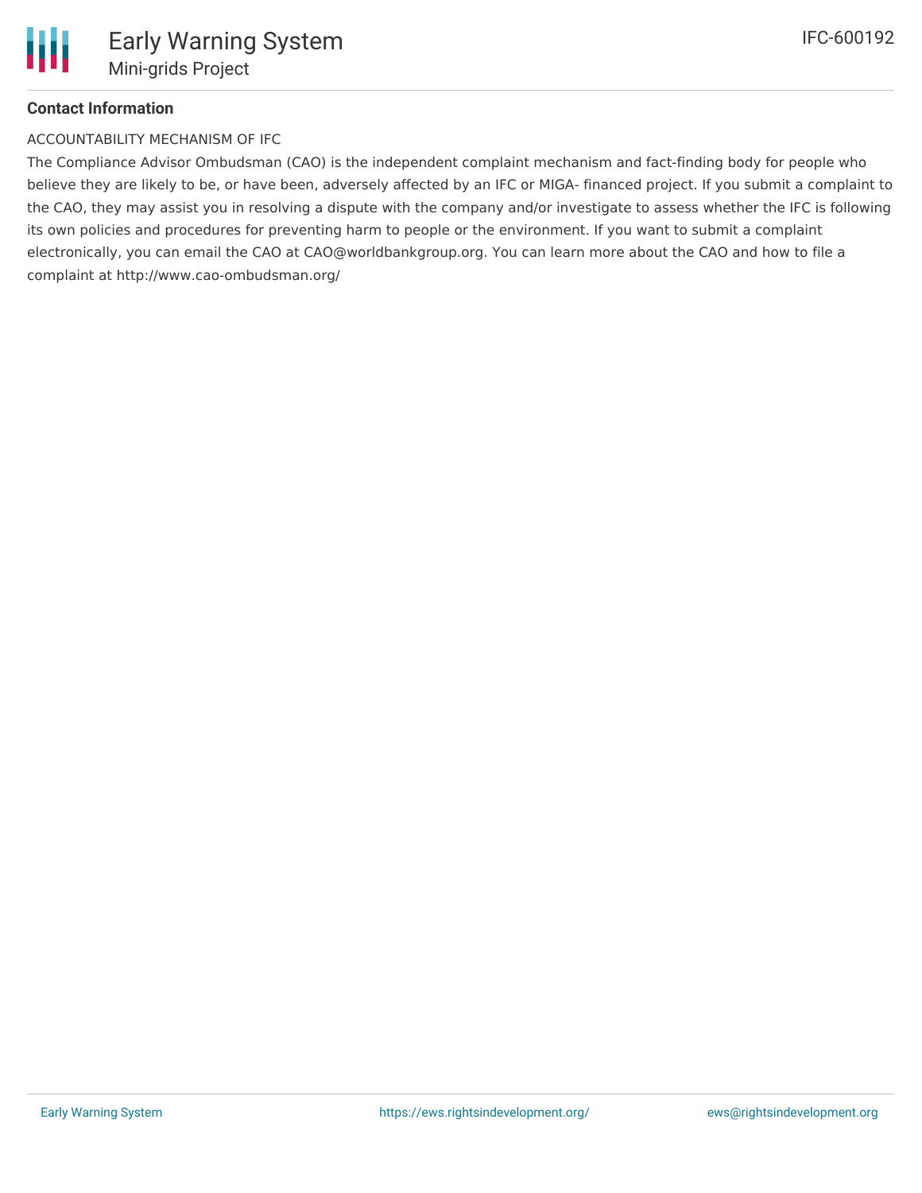### Contact Information

ACCOUNTABILITY MECHANISM OF IFC

The Compliance Advisor Ombudsman (CAO) is the independent complaint mechanism and fact-finding body for people who believe they are likely to be, or have been, adversely affected by an IFC or MIGA- financed project. If you submit a complaint to the CAO, they may assist you in resolving a dispute with the company and/or investigate to assess whether the IFC is following its own policies and procedures for preventing harm to people or the environment. If you want to submit a complaint electronically, you can email the CAO at CAO@worldbankgroup.org. You can learn more about the CAO and how to file a complaint at http://www.cao-ombudsman.org/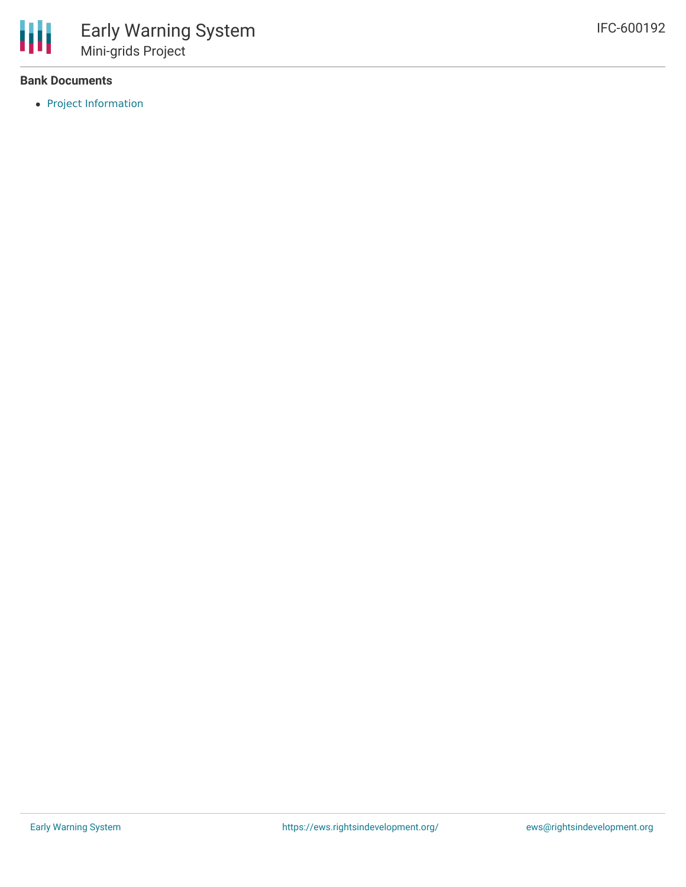**Bank Documents**

- Project Information